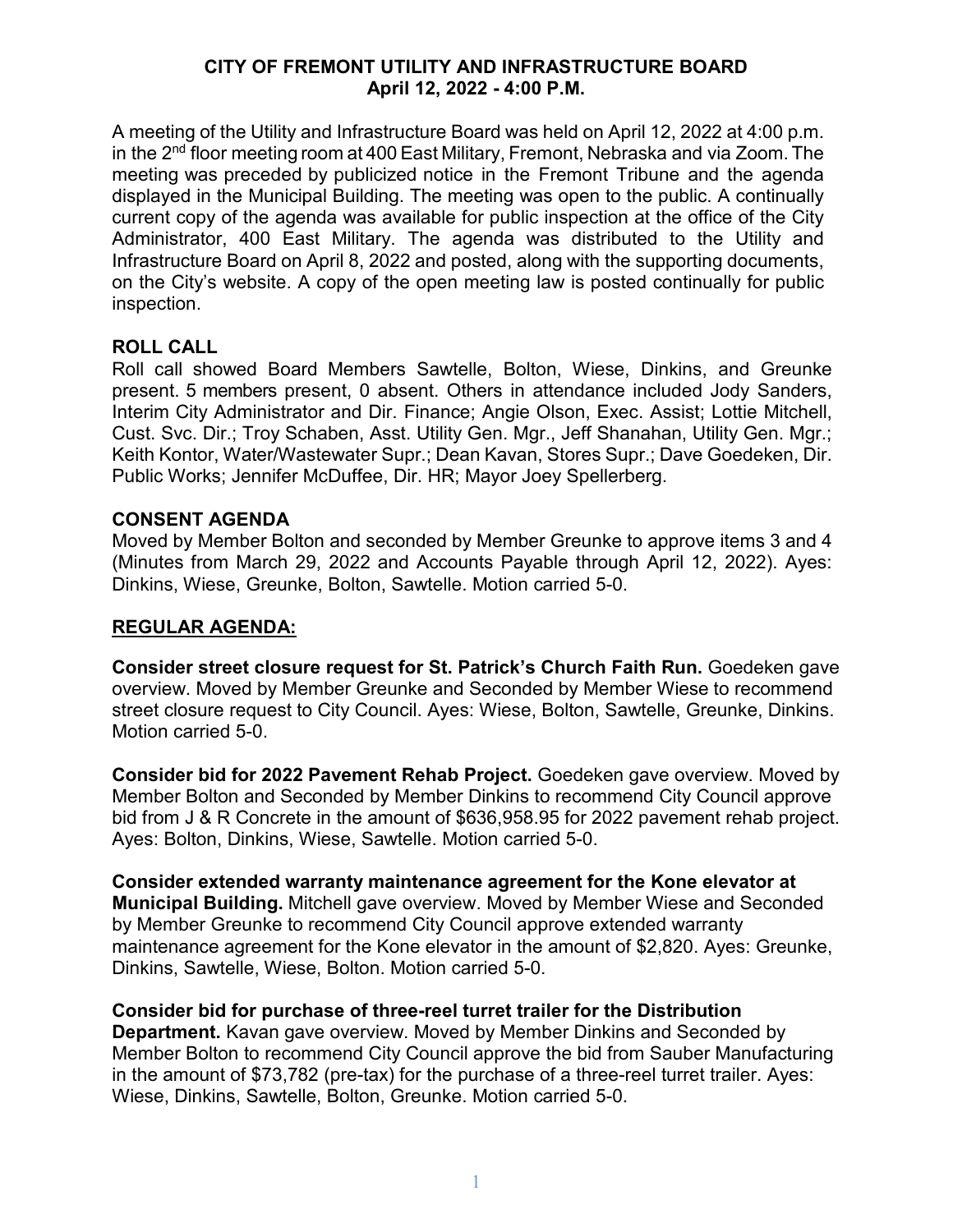# CITY OF FREMONT UTILITY AND INFRASTRUCTURE BOARD
## April 12, 2022 - 4:00 P.M.

A meeting of the Utility and Infrastructure Board was held on April 12, 2022 at 4:00 p.m. in the 2nd floor meeting room at 400 East Military, Fremont, Nebraska and via Zoom. The meeting was preceded by publicized notice in the Fremont Tribune and the agenda displayed in the Municipal Building. The meeting was open to the public. A continually current copy of the agenda was available for public inspection at the office of the City Administrator, 400 East Military. The agenda was distributed to the Utility and Infrastructure Board on April 8, 2022 and posted, along with the supporting documents, on the City's website. A copy of the open meeting law is posted continually for public inspection.

### ROLL CALL

Roll call showed Board Members Sawtelle, Bolton, Wiese, Dinkins, and Greunke present. 5 members present, 0 absent. Others in attendance included Jody Sanders, Interim City Administrator and Dir. Finance; Angie Olson, Exec. Assist; Lottie Mitchell, Cust. Svc. Dir.; Troy Schaben, Asst. Utility Gen. Mgr., Jeff Shanahan, Utility Gen. Mgr.; Keith Kontor, Water/Wastewater Supr.; Dean Kavan, Stores Supr.; Dave Goedeken, Dir. Public Works; Jennifer McDuffee, Dir. HR; Mayor Joey Spellerberg.

### CONSENT AGENDA

Moved by Member Bolton and seconded by Member Greunke to approve items 3 and 4 (Minutes from March 29, 2022 and Accounts Payable through April 12, 2022). Ayes: Dinkins, Wiese, Greunke, Bolton, Sawtelle. Motion carried 5-0.

### REGULAR AGENDA:

**Consider street closure request for St. Patrick's Church Faith Run.** Goedeken gave overview. Moved by Member Greunke and Seconded by Member Wiese to recommend street closure request to City Council. Ayes: Wiese, Bolton, Sawtelle, Greunke, Dinkins. Motion carried 5-0.

**Consider bid for 2022 Pavement Rehab Project.** Goedeken gave overview. Moved by Member Bolton and Seconded by Member Dinkins to recommend City Council approve bid from J & R Concrete in the amount of $636,958.95 for 2022 pavement rehab project. Ayes: Bolton, Dinkins, Wiese, Sawtelle. Motion carried 5-0.

**Consider extended warranty maintenance agreement for the Kone elevator at Municipal Building.** Mitchell gave overview. Moved by Member Wiese and Seconded by Member Greunke to recommend City Council approve extended warranty maintenance agreement for the Kone elevator in the amount of $2,820. Ayes: Greunke, Dinkins, Sawtelle, Wiese, Bolton. Motion carried 5-0.

**Consider bid for purchase of three-reel turret trailer for the Distribution Department.** Kavan gave overview. Moved by Member Dinkins and Seconded by Member Bolton to recommend City Council approve the bid from Sauber Manufacturing in the amount of $73,782 (pre-tax) for the purchase of a three-reel turret trailer. Ayes: Wiese, Dinkins, Sawtelle, Bolton, Greunke. Motion carried 5-0.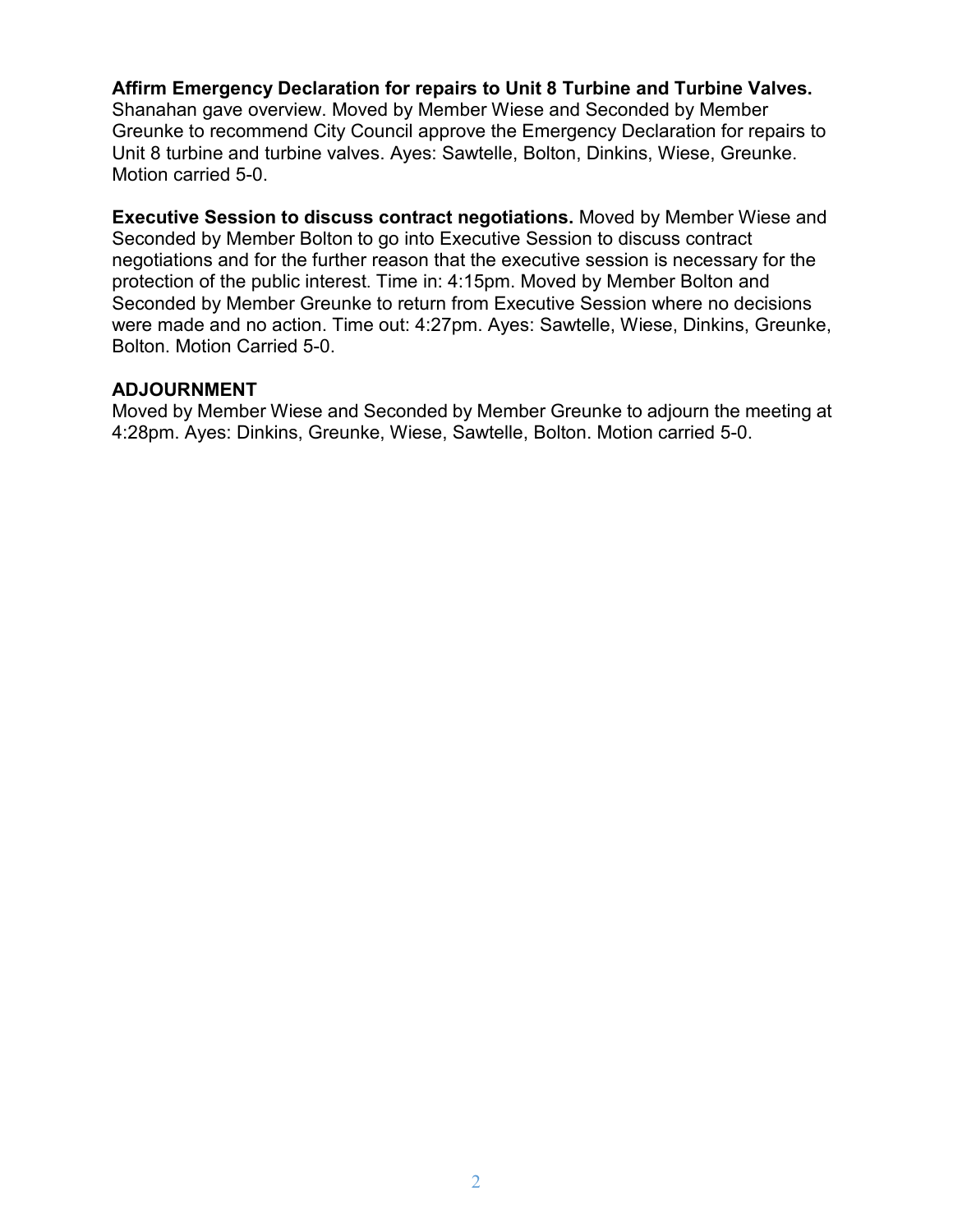**Affirm Emergency Declaration for repairs to Unit 8 Turbine and Turbine Valves.** Shanahan gave overview. Moved by Member Wiese and Seconded by Member Greunke to recommend City Council approve the Emergency Declaration for repairs to Unit 8 turbine and turbine valves. Ayes: Sawtelle, Bolton, Dinkins, Wiese, Greunke. Motion carried 5-0.

**Executive Session to discuss contract negotiations.** Moved by Member Wiese and Seconded by Member Bolton to go into Executive Session to discuss contract negotiations and for the further reason that the executive session is necessary for the protection of the public interest. Time in: 4:15pm. Moved by Member Bolton and Seconded by Member Greunke to return from Executive Session where no decisions were made and no action. Time out: 4:27pm. Ayes: Sawtelle, Wiese, Dinkins, Greunke, Bolton. Motion Carried 5-0.

**ADJOURNMENT**

Moved by Member Wiese and Seconded by Member Greunke to adjourn the meeting at 4:28pm. Ayes: Dinkins, Greunke, Wiese, Sawtelle, Bolton. Motion carried 5-0.